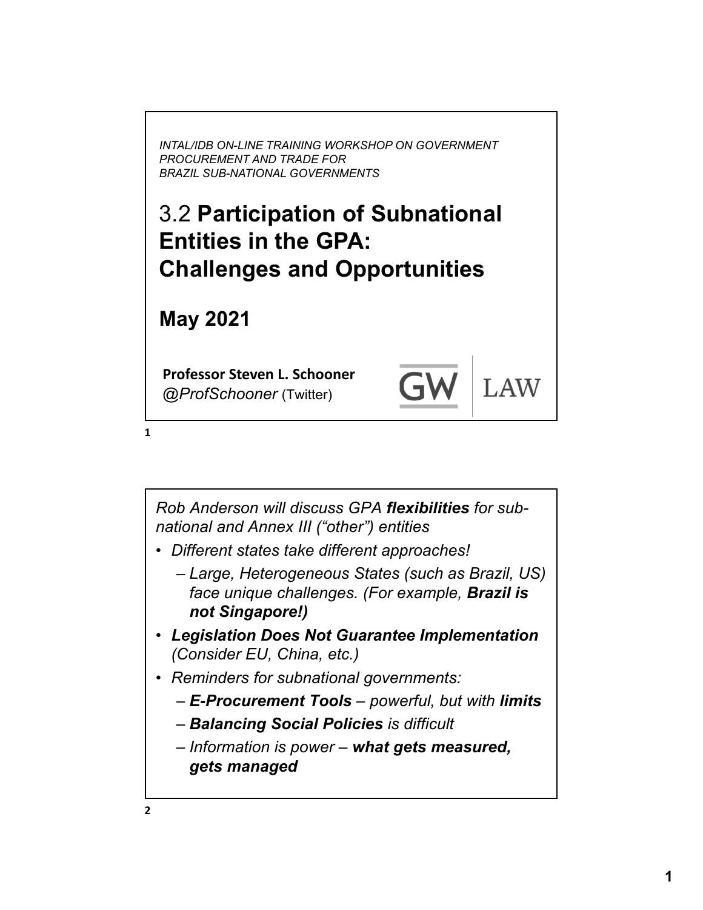*INTAL/IDB ON-LINE TRAINING WORKSHOP ON GOVERNMENT PROCUREMENT AND TRADE FOR BRAZIL SUB-NATIONAL GOVERNMENTS*

# 3.2 **Participation of Subnational Entities in the GPA: Challenges and Opportunities**

## May 2021

**Professor Steven L. Schooner**
*@ProfSchooner* (Twitter)

GW LAW

---

*Rob Anderson will discuss GPA **flexibilities** for sub-national and Annex III ("other") entities*

- *Different states take different approaches!*
  - *Large, Heterogeneous States (such as Brazil, US) face unique challenges. (For example, **Brazil is not Singapore!)***
- ***Legislation Does Not Guarantee Implementation** (Consider EU, China, etc.)*
- *Reminders for subnational governments:*
  - ***E-Procurement Tools** – powerful, but with **limits***
  - ***Balancing Social Policies** is difficult*
  - *Information is power – **what gets measured, gets managed***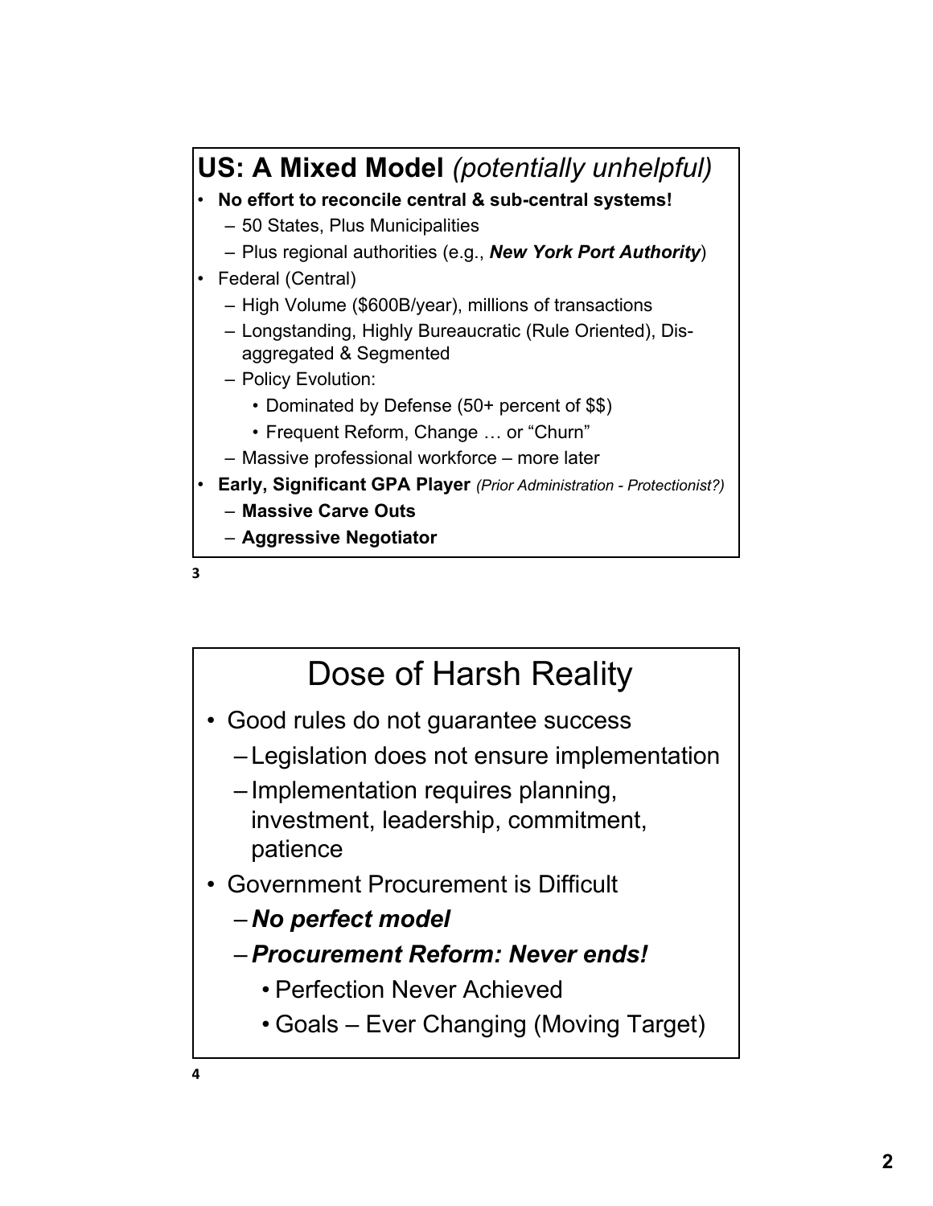## US: A Mixed Model *(potentially unhelpful)*

- **No effort to reconcile central & sub-central systems!**
  - 50 States, Plus Municipalities
  - Plus regional authorities (e.g., ***New York Port Authority***)
- Federal (Central)
  - High Volume ($600B/year), millions of transactions
  - Longstanding, Highly Bureaucratic (Rule Oriented), Dis-aggregated & Segmented
  - Policy Evolution:
    - Dominated by Defense (50+ percent of $$)
    - Frequent Reform, Change … or "Churn"
  - Massive professional workforce – more later
- **Early, Significant GPA Player** *(Prior Administration - Protectionist?)*
  - **Massive Carve Outs**
  - **Aggressive Negotiator**

## Dose of Harsh Reality

- Good rules do not guarantee success
  - Legislation does not ensure implementation
  - Implementation requires planning, investment, leadership, commitment, patience
- Government Procurement is Difficult
  - ***No perfect model***
  - ***Procurement Reform: Never ends!***
    - Perfection Never Achieved
    - Goals – Ever Changing (Moving Target)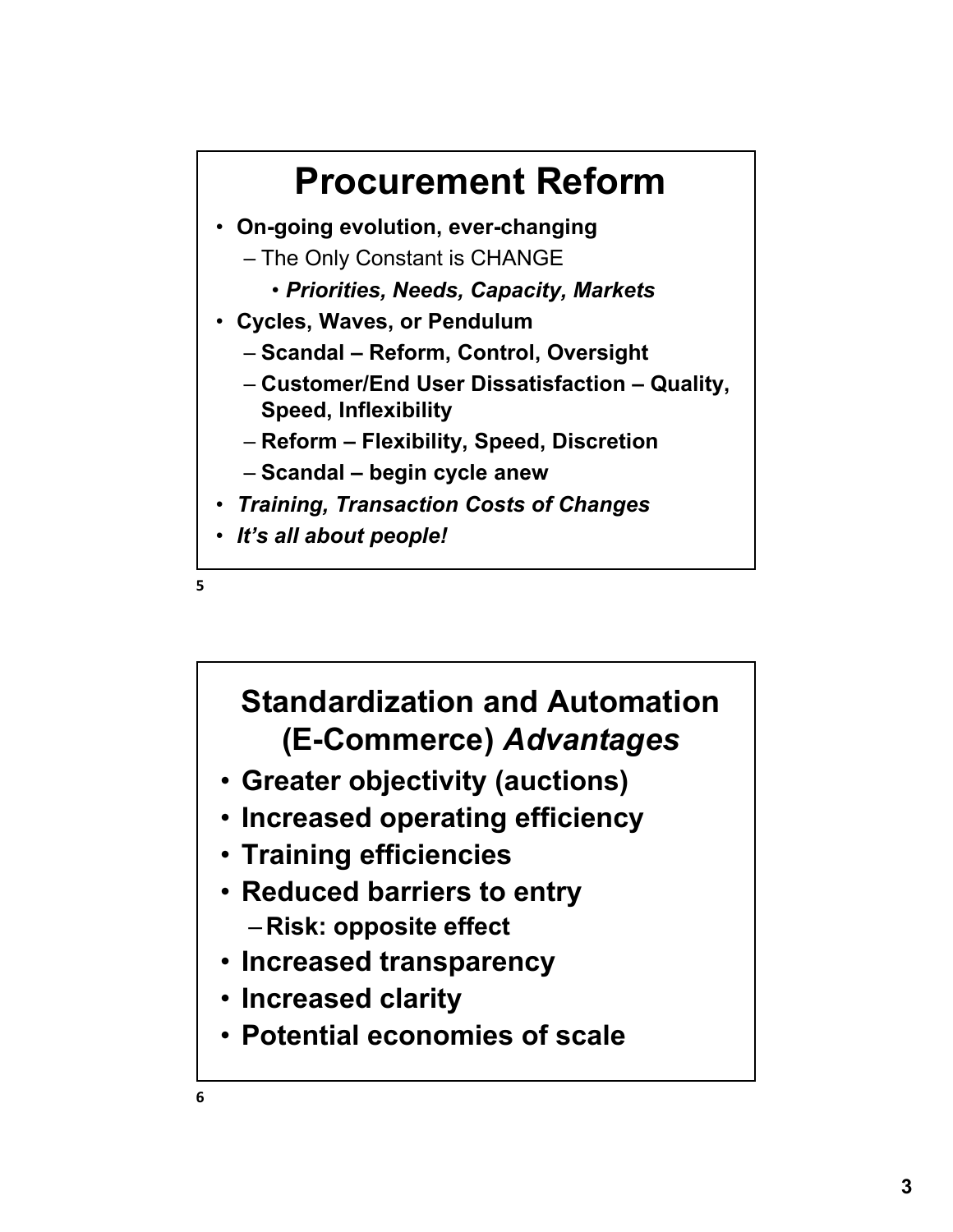# Procurement Reform

- **On-going evolution, ever-changing**
  - The Only Constant is CHANGE
    - ***Priorities, Needs, Capacity, Markets***
- **Cycles, Waves, or Pendulum**
  - **Scandal – Reform, Control, Oversight**
  - **Customer/End User Dissatisfaction – Quality, Speed, Inflexibility**
  - **Reform – Flexibility, Speed, Discretion**
  - **Scandal – begin cycle anew**
- ***Training, Transaction Costs of Changes***
- ***It's all about people!***

# Standardization and Automation (E-Commerce) *Advantages*

- **Greater objectivity (auctions)**
- **Increased operating efficiency**
- **Training efficiencies**
- **Reduced barriers to entry**
  - **Risk: opposite effect**
- **Increased transparency**
- **Increased clarity**
- **Potential economies of scale**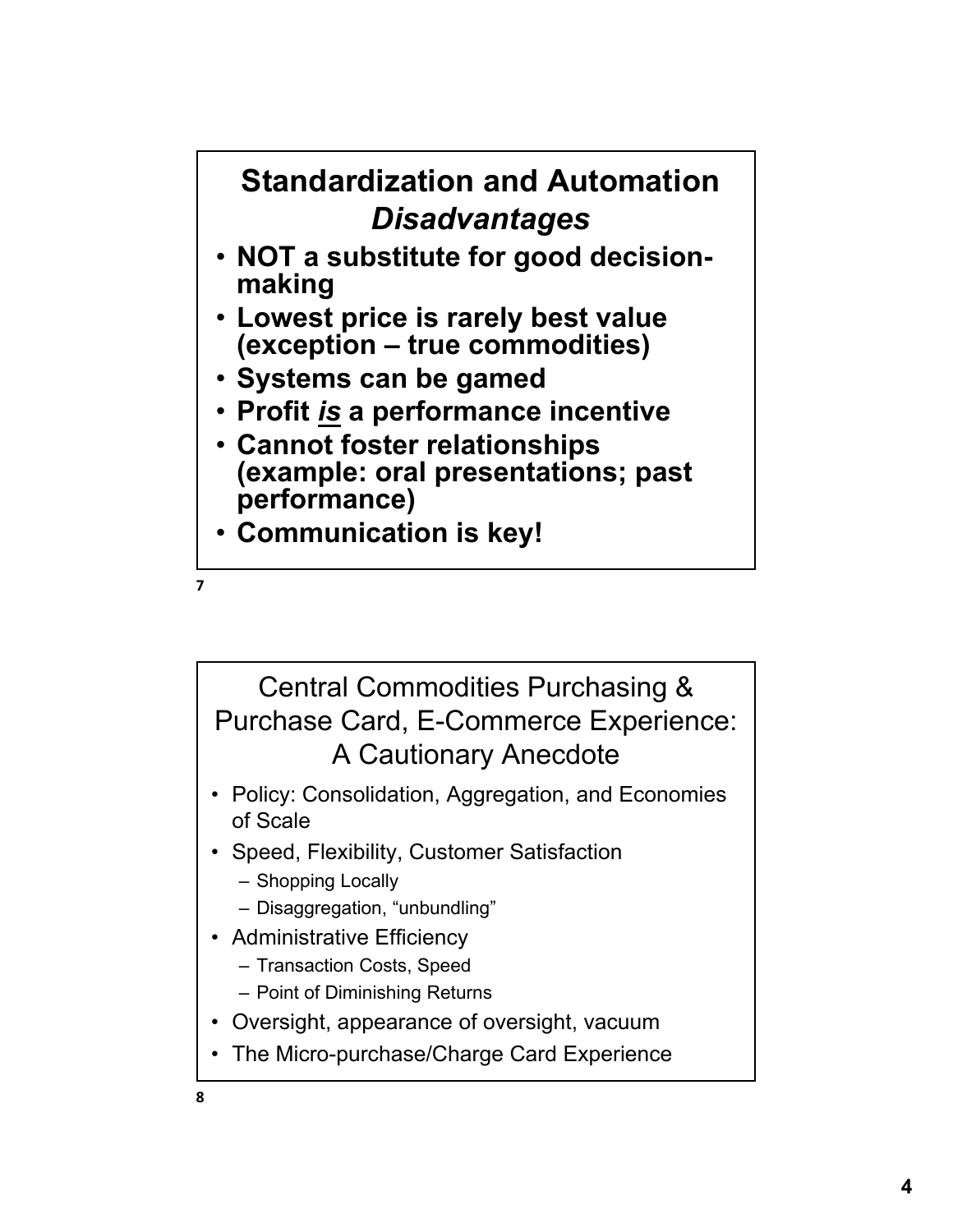## Standardization and Automation *Disadvantages*

- **NOT a substitute for good decision-making**
- **Lowest price is rarely best value (exception – true commodities)**
- **Systems can be gamed**
- **Profit *is* a performance incentive**
- **Cannot foster relationships (example: oral presentations; past performance)**
- **Communication is key!**

## Central Commodities Purchasing & Purchase Card, E-Commerce Experience: A Cautionary Anecdote

- Policy: Consolidation, Aggregation, and Economies of Scale
- Speed, Flexibility, Customer Satisfaction
  - Shopping Locally
  - Disaggregation, "unbundling"
- Administrative Efficiency
  - Transaction Costs, Speed
  - Point of Diminishing Returns
- Oversight, appearance of oversight, vacuum
- The Micro-purchase/Charge Card Experience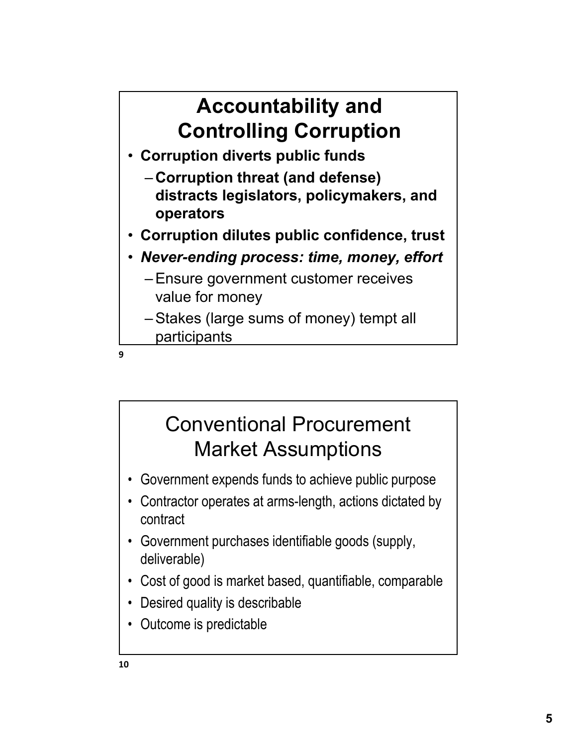## Accountability and Controlling Corruption

- **Corruption diverts public funds**
  - **Corruption threat (and defense) distracts legislators, policymakers, and operators**
- **Corruption dilutes public confidence, trust**
- ***Never-ending process: time, money, effort***
  - Ensure government customer receives value for money
  - Stakes (large sums of money) tempt all participants

## Conventional Procurement Market Assumptions

- Government expends funds to achieve public purpose
- Contractor operates at arms-length, actions dictated by contract
- Government purchases identifiable goods (supply, deliverable)
- Cost of good is market based, quantifiable, comparable
- Desired quality is describable
- Outcome is predictable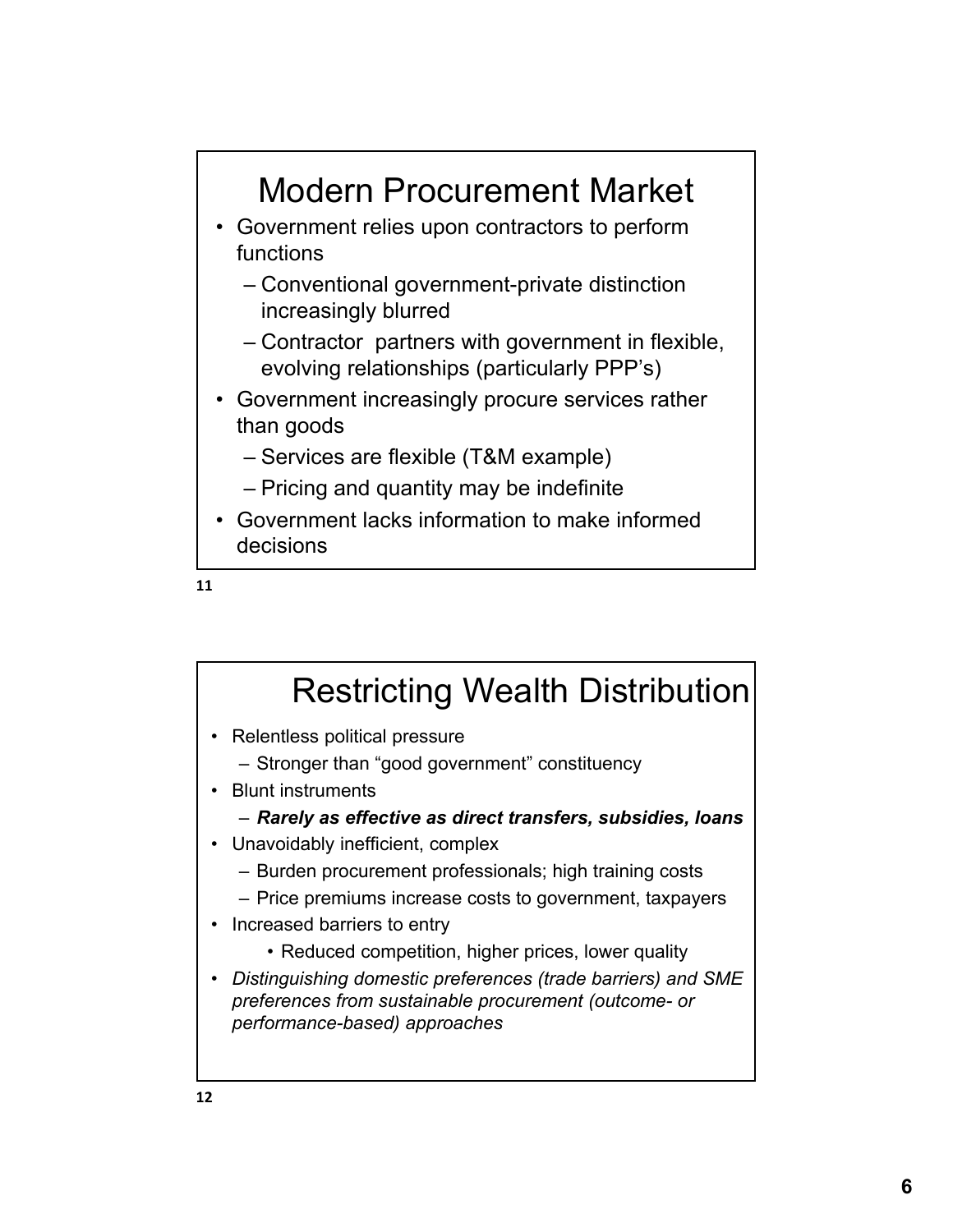## Modern Procurement Market

- Government relies upon contractors to perform functions
  - Conventional government-private distinction increasingly blurred
  - Contractor partners with government in flexible, evolving relationships (particularly PPP's)
- Government increasingly procure services rather than goods
  - Services are flexible (T&M example)
  - Pricing and quantity may be indefinite
- Government lacks information to make informed decisions

## Restricting Wealth Distribution

- Relentless political pressure
  - Stronger than "good government" constituency
- Blunt instruments
  - ***Rarely as effective as direct transfers, subsidies, loans***
- Unavoidably inefficient, complex
  - Burden procurement professionals; high training costs
  - Price premiums increase costs to government, taxpayers
- Increased barriers to entry
  - Reduced competition, higher prices, lower quality
- *Distinguishing domestic preferences (trade barriers) and SME preferences from sustainable procurement (outcome- or performance-based) approaches*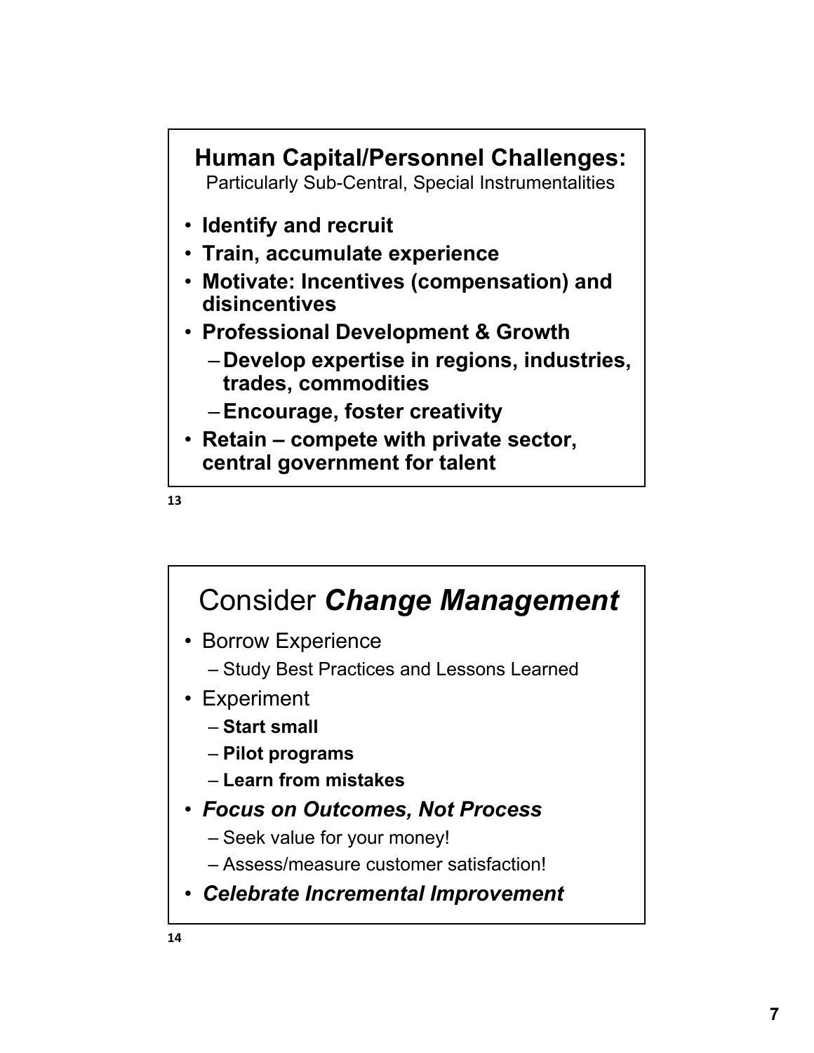## Human Capital/Personnel Challenges:

Particularly Sub-Central, Special Instrumentalities

- **Identify and recruit**
- **Train, accumulate experience**
- **Motivate: Incentives (compensation) and disincentives**
- **Professional Development & Growth**
  - **Develop expertise in regions, industries, trades, commodities**
  - **Encourage, foster creativity**
- **Retain – compete with private sector, central government for talent**

## Consider ***Change Management***

- Borrow Experience
  - Study Best Practices and Lessons Learned
- Experiment
  - **Start small**
  - **Pilot programs**
  - **Learn from mistakes**
- ***Focus on Outcomes, Not Process***
  - Seek value for your money!
  - Assess/measure customer satisfaction!
- ***Celebrate Incremental Improvement***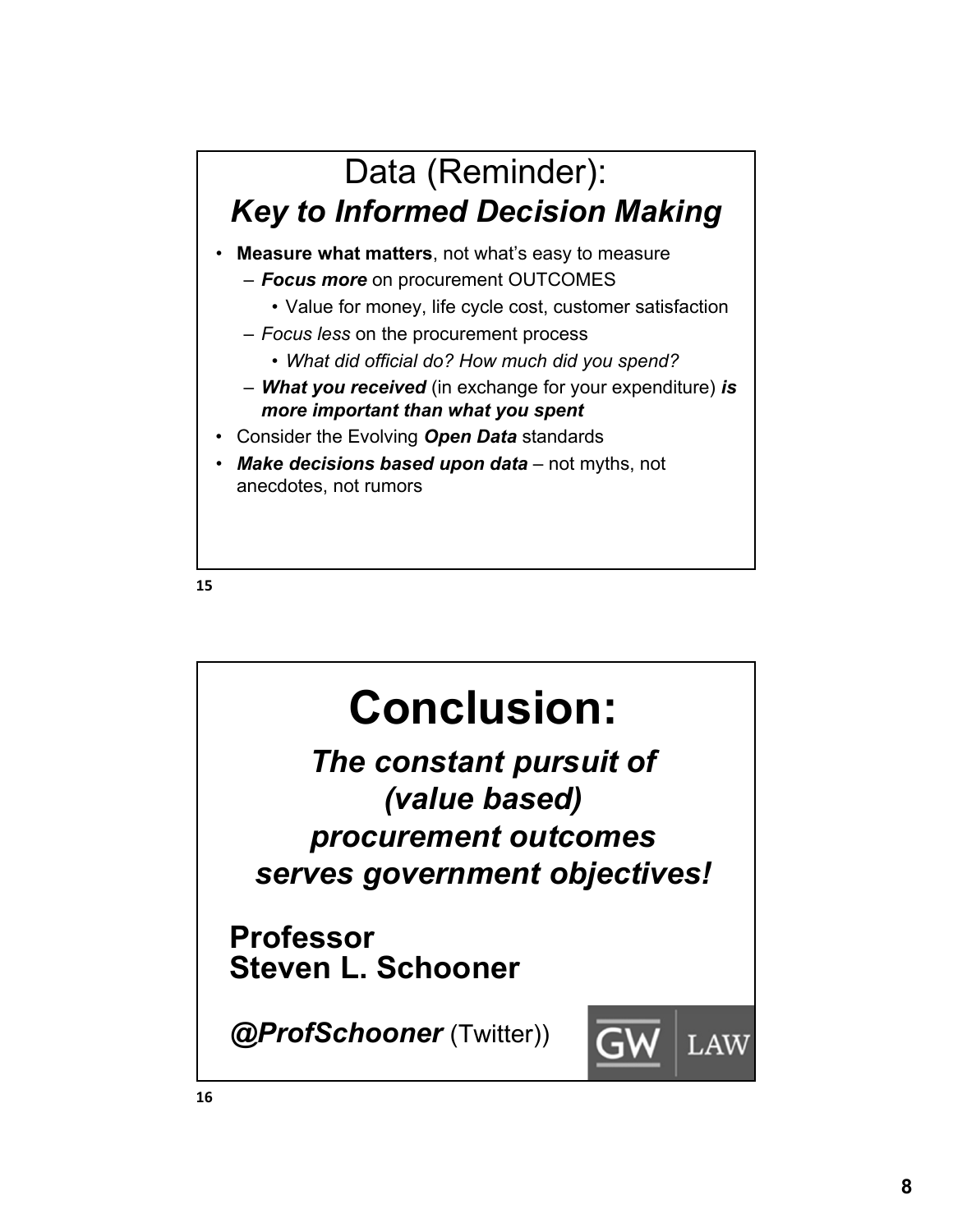## Data (Reminder):
## *Key to Informed Decision Making*

- **Measure what matters**, not what's easy to measure
  - ***Focus more*** on procurement OUTCOMES
    - Value for money, life cycle cost, customer satisfaction
  - *Focus less* on the procurement process
    - *What did official do? How much did you spend?*
  - ***What you received*** (in exchange for your expenditure) ***is more important than what you spent***
- Consider the Evolving ***Open Data*** standards
- ***Make decisions based upon data*** – not myths, not anecdotes, not rumors

# Conclusion:

***The constant pursuit of (value based) procurement outcomes serves government objectives!***

**Professor Steven L. Schooner**

***@ProfSchooner*** (Twitter))

GW LAW